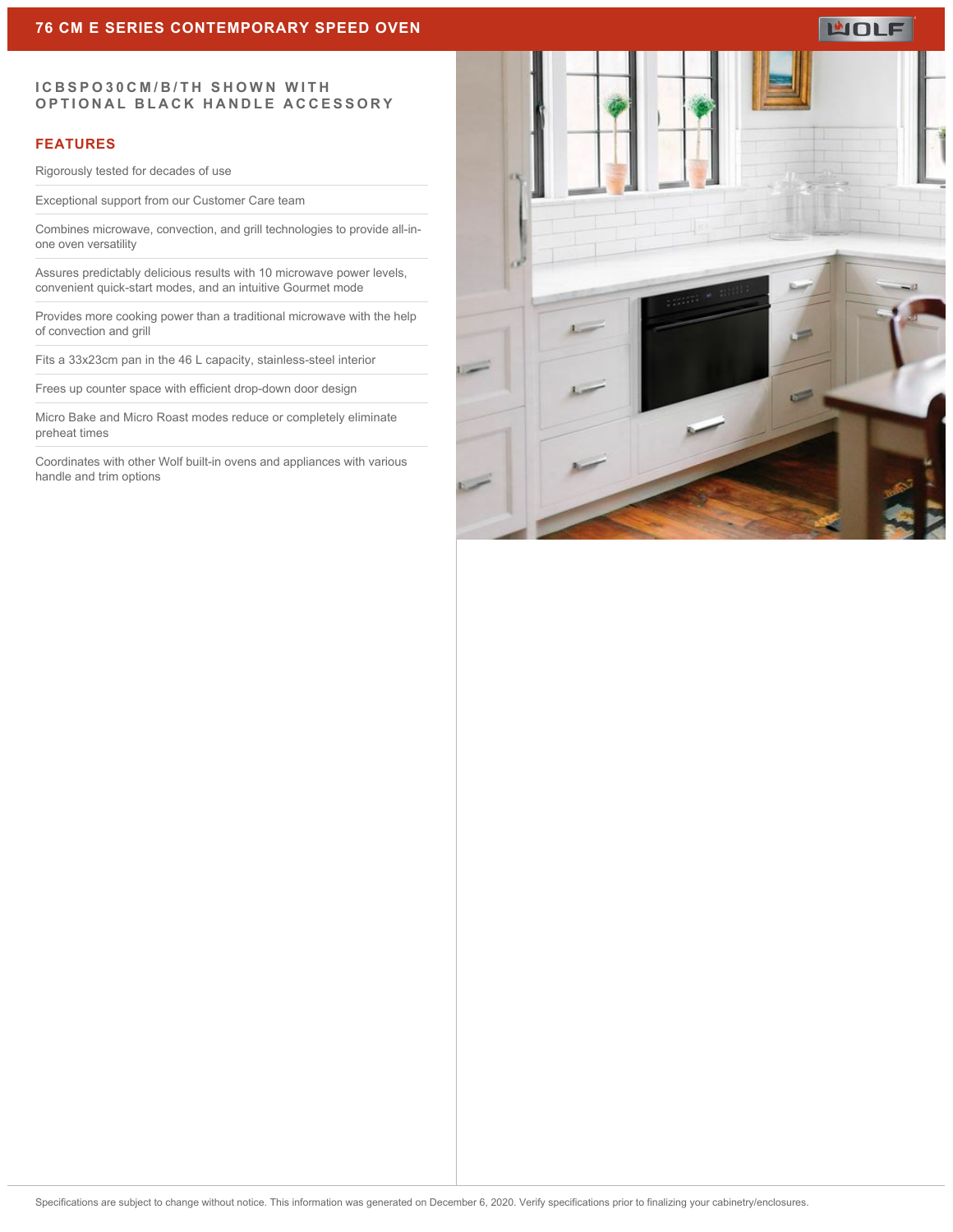# 76 CM E SERIES CONTEMPORARY SPEED OVEN

## ICBSPO30CM/B/TH SHOWN WITH OPTIONAL BLACK HANDLE ACCESSORY

## FEATURES

Rigorously tested for decades of use

Exceptional support from our Customer Care team

Combines microwave, convection, and grill technologies to provide all-in-one oven versatility

Assures predictably delicious results with 10 microwave power levels, convenient quick-start modes, and an intuitive Gourmet mode

Provides more cooking power than a traditional microwave with the help of convection and grill

Fits a 33x23cm pan in the 46 L capacity, stainless-steel interior

Frees up counter space with efficient drop-down door design

Micro Bake and Micro Roast modes reduce or completely eliminate preheat times

Coordinates with other Wolf built-in ovens and appliances with various handle and trim options

Specifications are subject to change without notice. This information was generated on December 6, 2020. Verify specifications prior to finalizing your cabinetry/enclosures.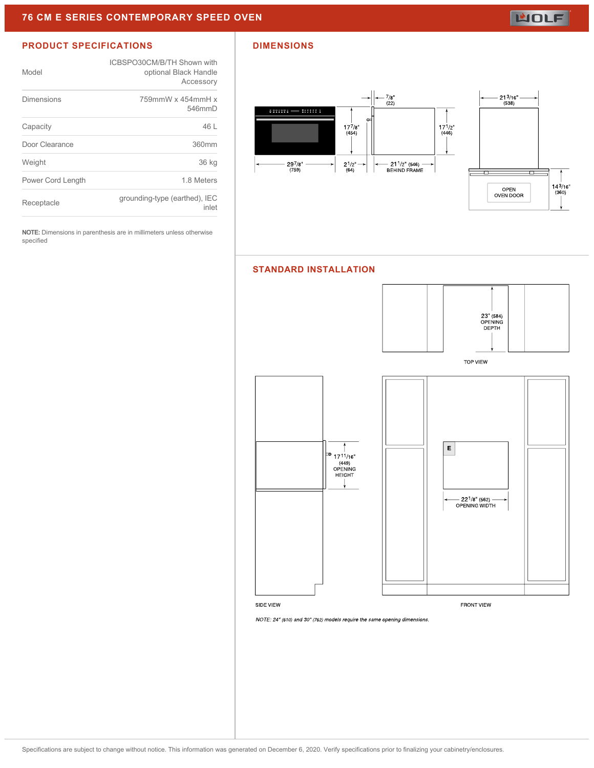# 76 CM E SERIES CONTEMPORARY SPEED OVEN

## PRODUCT SPECIFICATIONS

| | |
|---|---|
| Model | ICBSPO30CM/B/TH Shown with optional Black Handle Accessory |
| Dimensions | 759mmW x 454mmH x 546mmD |
| Capacity | 46 L |
| Door Clearance | 360mm |
| Weight | 36 kg |
| Power Cord Length | 1.8 Meters |
| Receptacle | grounding-type (earthed), IEC inlet |

**NOTE:** Dimensions in parenthesis are in millimeters unless otherwise specified

## DIMENSIONS

7/8" (22)

17 7/8" (454)

17 1/2" (446)

29 7/8" (759)

2 1/2" (64)

21 1/2" (546) BEHIND FRAME

21 3/16" (538)

OPEN OVEN DOOR

14 3/16" (360)

## STANDARD INSTALLATION

23" (584) OPENING DEPTH

TOP VIEW

17 11/16" (449) OPENING HEIGHT

E

22 1/8" (562) OPENING WIDTH

SIDE VIEW

FRONT VIEW

*NOTE: 24" (610) and 30" (762) models require the same opening dimensions.*

Specifications are subject to change without notice. This information was generated on December 6, 2020. Verify specifications prior to finalizing your cabinetry/enclosures.